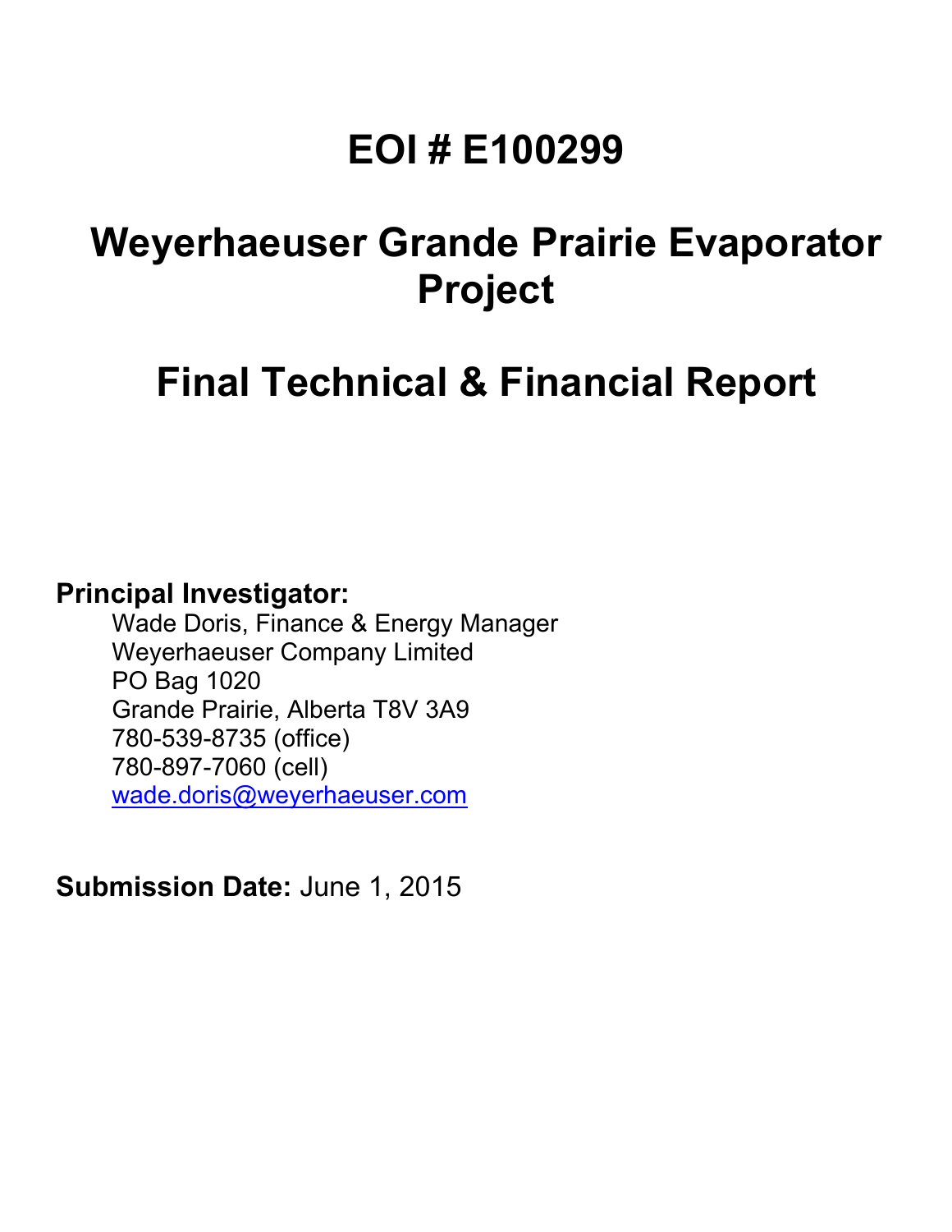# EOI # E100299

# Weyerhaeuser Grande Prairie Evaporator Project

# Final Technical & Financial Report

**Principal Investigator:**

Wade Doris, Finance & Energy Manager
Weyerhaeuser Company Limited
PO Bag 1020
Grande Prairie, Alberta T8V 3A9
780-539-8735 (office)
780-897-7060 (cell)
wade.doris@weyerhaeuser.com

**Submission Date:** June 1, 2015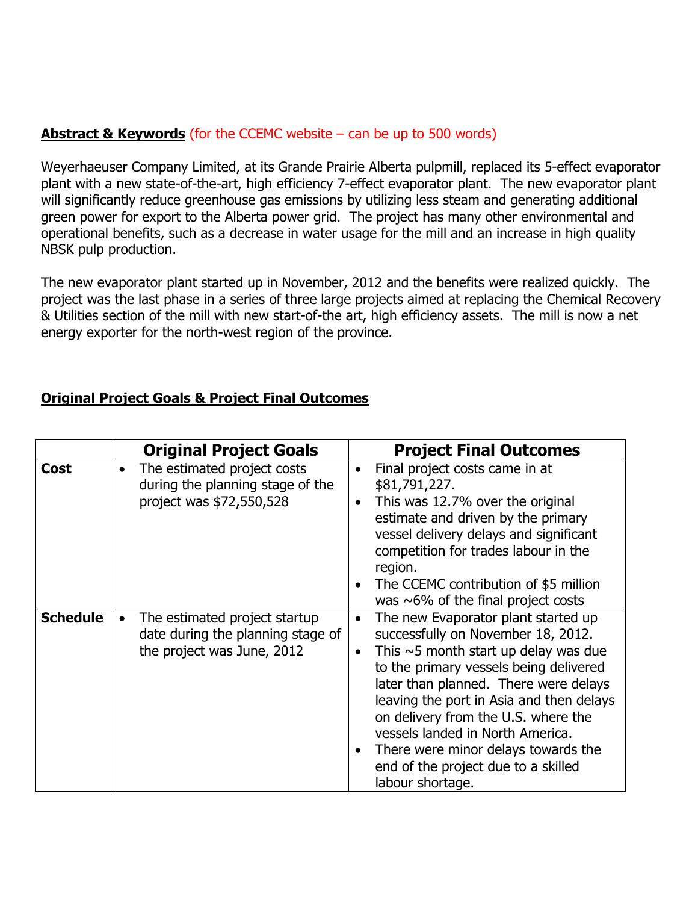**Abstract & Keywords** (for the CCEMC website – can be up to 500 words)

Weyerhaeuser Company Limited, at its Grande Prairie Alberta pulpmill, replaced its 5-effect evaporator plant with a new state-of-the-art, high efficiency 7-effect evaporator plant. The new evaporator plant will significantly reduce greenhouse gas emissions by utilizing less steam and generating additional green power for export to the Alberta power grid. The project has many other environmental and operational benefits, such as a decrease in water usage for the mill and an increase in high quality NBSK pulp production.

The new evaporator plant started up in November, 2012 and the benefits were realized quickly. The project was the last phase in a series of three large projects aimed at replacing the Chemical Recovery & Utilities section of the mill with new start-of-the art, high efficiency assets. The mill is now a net energy exporter for the north-west region of the province.

**Original Project Goals & Project Final Outcomes**

| | Original Project Goals | Project Final Outcomes |
|---|---|---|
| **Cost** | • The estimated project costs during the planning stage of the project was $72,550,528 | • Final project costs came in at $81,791,227.<br>• This was 12.7% over the original estimate and driven by the primary vessel delivery delays and significant competition for trades labour in the region.<br>• The CCEMC contribution of $5 million was ~6% of the final project costs |
| **Schedule** | • The estimated project startup date during the planning stage of the project was June, 2012 | • The new Evaporator plant started up successfully on November 18, 2012.<br>• This ~5 month start up delay was due to the primary vessels being delivered later than planned. There were delays leaving the port in Asia and then delays on delivery from the U.S. where the vessels landed in North America.<br>• There were minor delays towards the end of the project due to a skilled labour shortage. |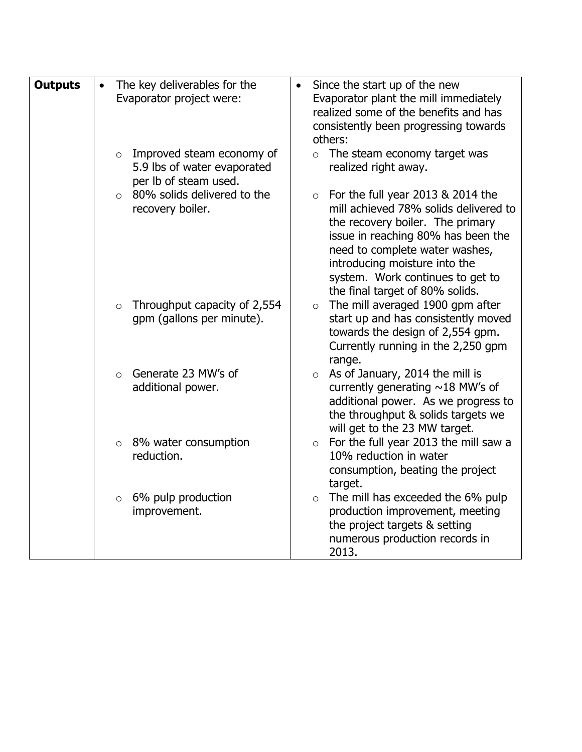| | | |
|---|---|---|
| **Outputs** | • The key deliverables for the Evaporator project were:<br>○ Improved steam economy of 5.9 lbs of water evaporated per lb of steam used.<br>○ 80% solids delivered to the recovery boiler.<br>○ Throughput capacity of 2,554 gpm (gallons per minute).<br>○ Generate 23 MW's of additional power.<br>○ 8% water consumption reduction.<br>○ 6% pulp production improvement. | • Since the start up of the new Evaporator plant the mill immediately realized some of the benefits and has consistently been progressing towards others:<br>○ The steam economy target was realized right away.<br>○ For the full year 2013 & 2014 the mill achieved 78% solids delivered to the recovery boiler. The primary issue in reaching 80% has been the need to complete water washes, introducing moisture into the system. Work continues to get to the final target of 80% solids.<br>○ The mill averaged 1900 gpm after start up and has consistently moved towards the design of 2,554 gpm. Currently running in the 2,250 gpm range.<br>○ As of January, 2014 the mill is currently generating ~18 MW's of additional power. As we progress to the throughput & solids targets we will get to the 23 MW target.<br>○ For the full year 2013 the mill saw a 10% reduction in water consumption, beating the project target.<br>○ The mill has exceeded the 6% pulp production improvement, meeting the project targets & setting numerous production records in 2013. |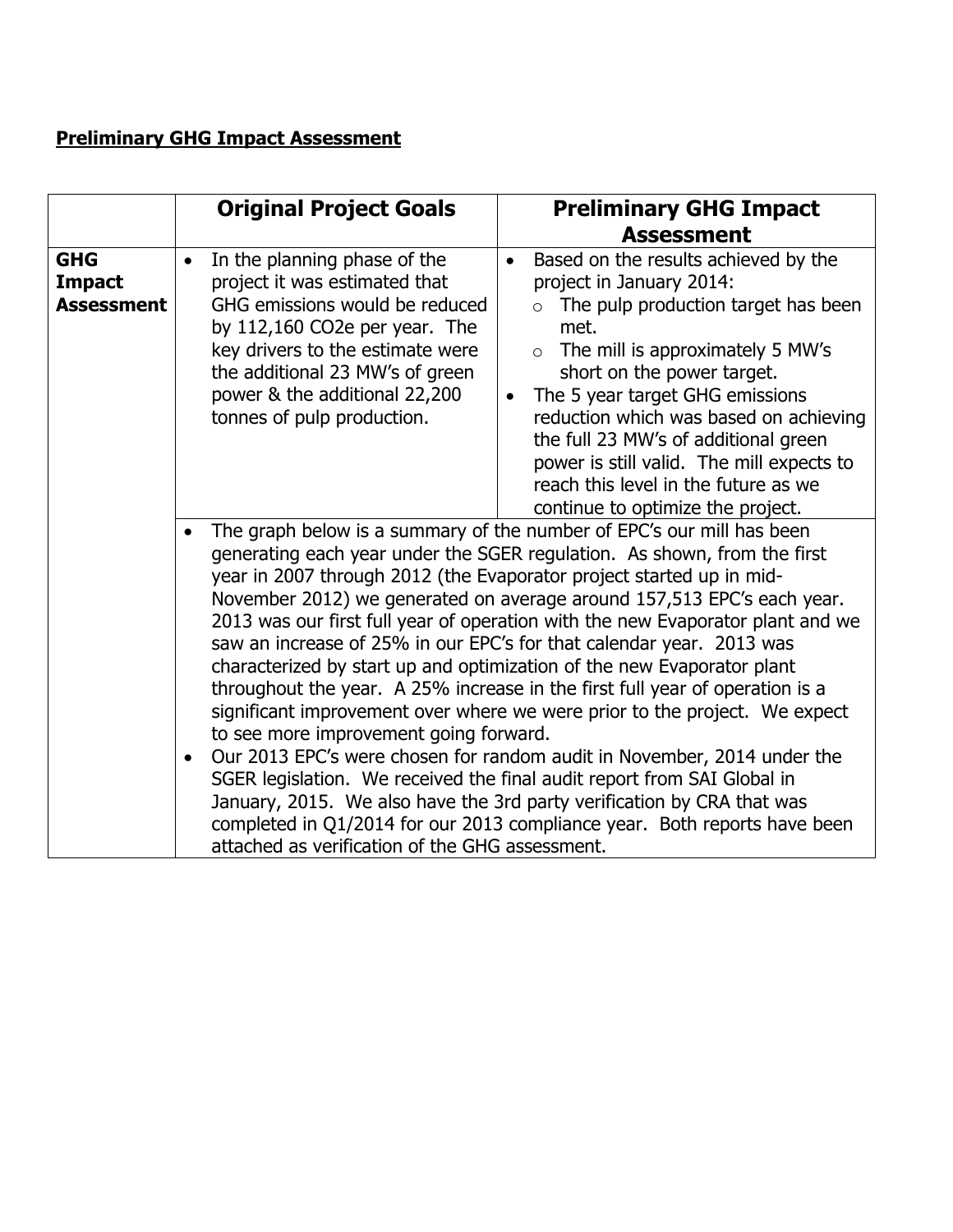**Preliminary GHG Impact Assessment**

| | **Original Project Goals** | **Preliminary GHG Impact Assessment** |
|---|---|---|
| **GHG Impact Assessment** | • In the planning phase of the project it was estimated that GHG emissions would be reduced by 112,160 CO2e per year. The key drivers to the estimate were the additional 23 MW's of green power & the additional 22,200 tonnes of pulp production. | • Based on the results achieved by the project in January 2014:<br>&nbsp;&nbsp;&nbsp;&nbsp;○ The pulp production target has been met.<br>&nbsp;&nbsp;&nbsp;&nbsp;○ The mill is approximately 5 MW's short on the power target.<br>• The 5 year target GHG emissions reduction which was based on achieving the full 23 MW's of additional green power is still valid. The mill expects to reach this level in the future as we continue to optimize the project. |
| | • The graph below is a summary of the number of EPC's our mill has been generating each year under the SGER regulation. As shown, from the first year in 2007 through 2012 (the Evaporator project started up in mid-November 2012) we generated on average around 157,513 EPC's each year. 2013 was our first full year of operation with the new Evaporator plant and we saw an increase of 25% in our EPC's for that calendar year. 2013 was characterized by start up and optimization of the new Evaporator plant throughout the year. A 25% increase in the first full year of operation is a significant improvement over where we were prior to the project. We expect to see more improvement going forward.<br>• Our 2013 EPC's were chosen for random audit in November, 2014 under the SGER legislation. We received the final audit report from SAI Global in January, 2015. We also have the 3rd party verification by CRA that was completed in Q1/2014 for our 2013 compliance year. Both reports have been attached as verification of the GHG assessment. | |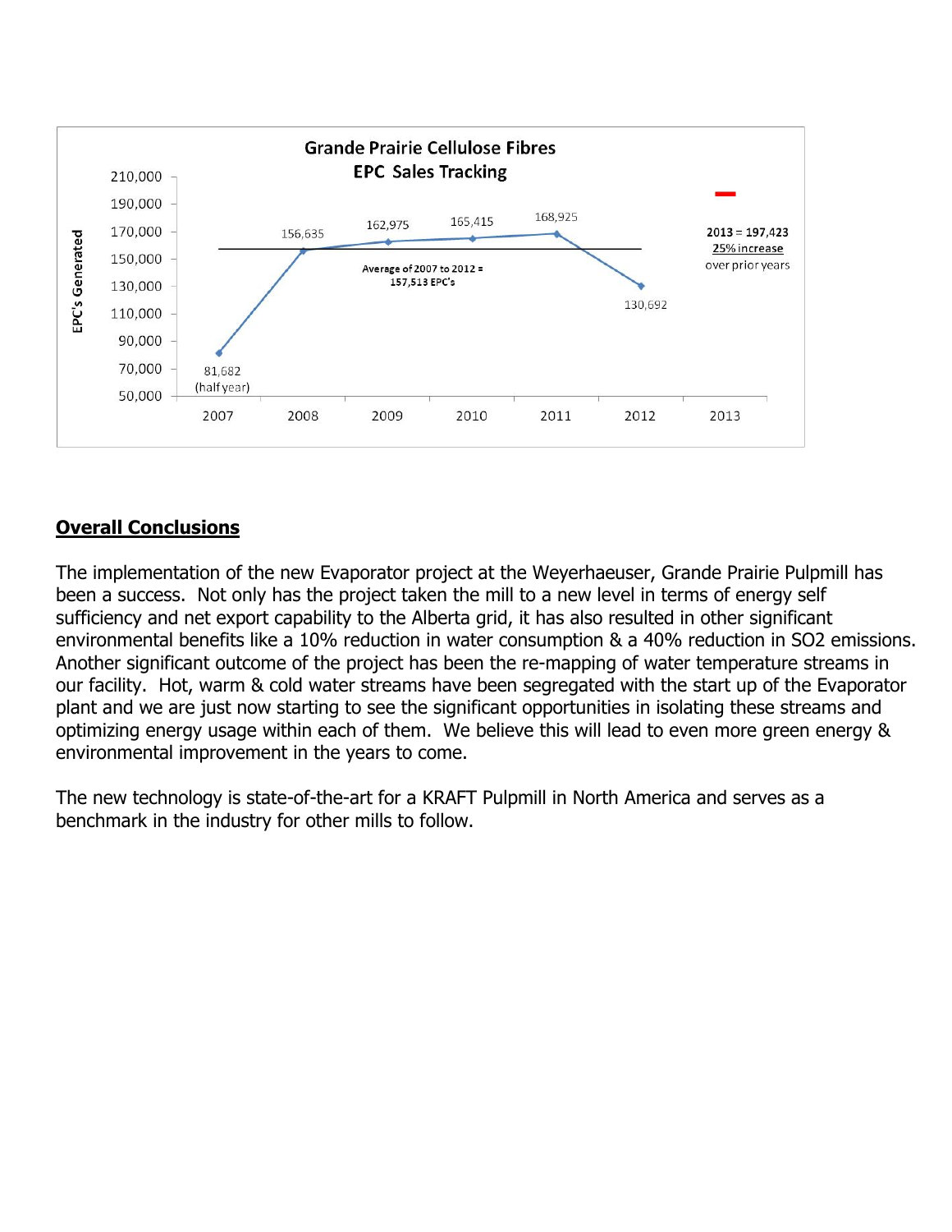Grande Prairie Cellulose Fibres

EPC Sales Tracking

EPC's Generated

210,000
190,000
170,000
150,000
130,000
110,000
90,000
70,000
50,000

2007 2008 2009 2010 2011 2012 2013

81,682
(half year)

156,635

162,975

165,415

168,925

130,692

Average of 2007 to 2012 =
157,513 EPC's

**2013 = 197,423**
25% increase
over prior years

## **Overall Conclusions**

The implementation of the new Evaporator project at the Weyerhaeuser, Grande Prairie Pulpmill has been a success. Not only has the project taken the mill to a new level in terms of energy self sufficiency and net export capability to the Alberta grid, it has also resulted in other significant environmental benefits like a 10% reduction in water consumption & a 40% reduction in $SO_2$ emissions. Another significant outcome of the project has been the re-mapping of water temperature streams in our facility. Hot, warm & cold water streams have been segregated with the start up of the Evaporator plant and we are just now starting to see the significant opportunities in isolating these streams and optimizing energy usage within each of them. We believe this will lead to even more green energy & environmental improvement in the years to come.

The new technology is state-of-the-art for a KRAFT Pulpmill in North America and serves as a benchmark in the industry for other mills to follow.